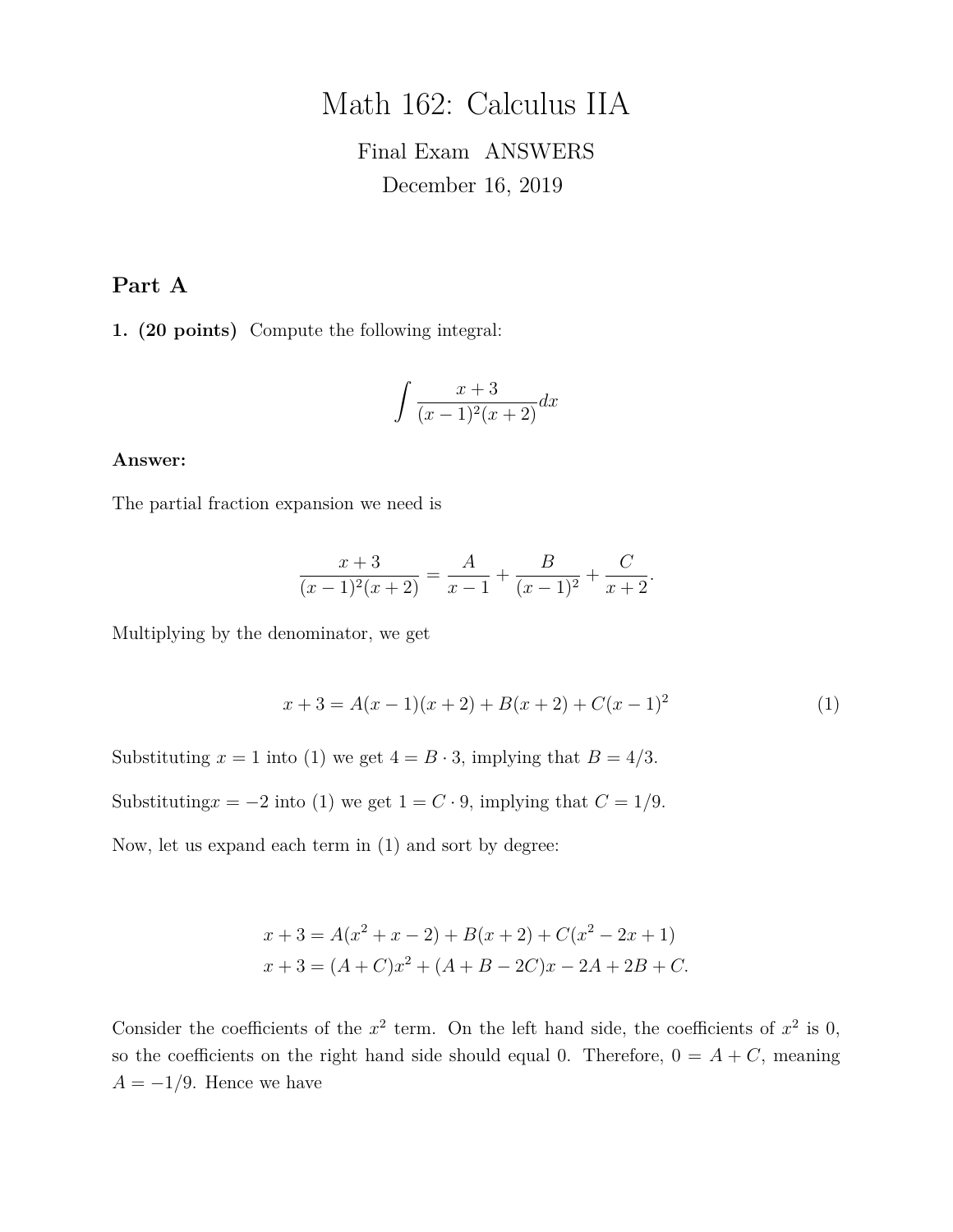# Math 162: Calculus IIA

Final Exam ANSWERS

December 16, 2019

## Part A

**1. (20 points)** Compute the following integral:

$$\int \frac{x+3}{(x-1)^2(x+2)}dx$$

**Answer:**

The partial fraction expansion we need is

$$\frac{x+3}{(x-1)^2(x+2)} = \frac{A}{x-1} + \frac{B}{(x-1)^2} + \frac{C}{x+2}.$$

Multiplying by the denominator, we get

$$x + 3 = A(x-1)(x+2) + B(x+2) + C(x-1)^2 \tag{1}$$

Substituting $x = 1$ into (1) we get $4 = B \cdot 3$, implying that $B = 4/3$.

Substituting$x = -2$ into (1) we get $1 = C \cdot 9$, implying that $C = 1/9$.

Now, let us expand each term in (1) and sort by degree:

$$x + 3 = A(x^2 + x - 2) + B(x+2) + C(x^2 - 2x + 1)$$
$$x + 3 = (A + C)x^2 + (A + B - 2C)x - 2A + 2B + C.$$

Consider the coefficients of the $x^2$ term. On the left hand side, the coefficients of $x^2$ is 0, so the coefficients on the right hand side should equal 0. Therefore, $0 = A + C$, meaning $A = -1/9$. Hence we have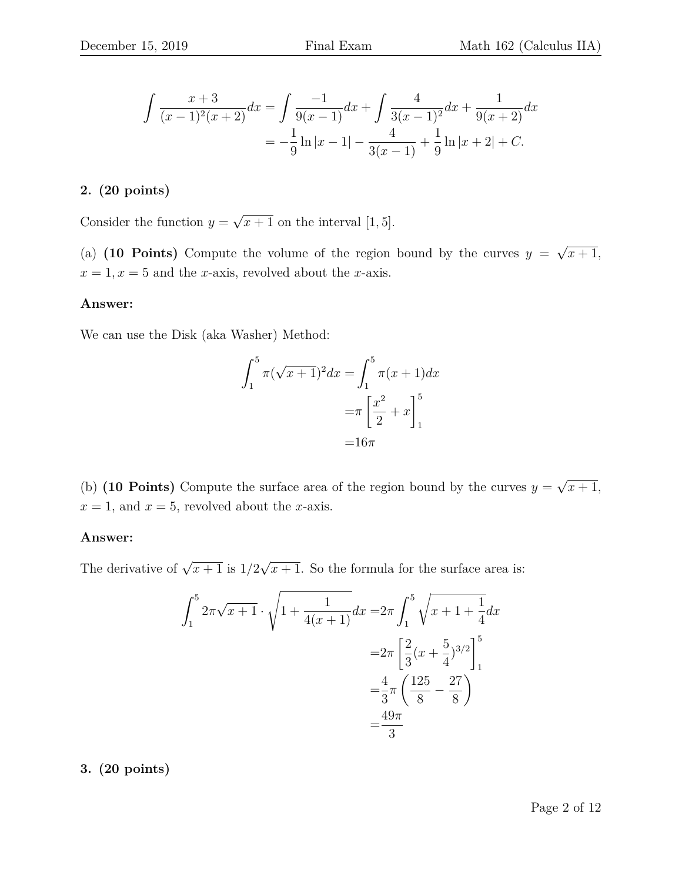$$
\begin{aligned}
\int \frac{x+3}{(x-1)^2(x+2)}dx &= \int \frac{-1}{9(x-1)}dx + \int \frac{4}{3(x-1)^2}dx + \frac{1}{9(x+2)}dx \\
&= -\frac{1}{9}\ln|x-1| - \frac{4}{3(x-1)} + \frac{1}{9}\ln|x+2| + C.
\end{aligned}
$$

**2. (20 points)**

Consider the function $y = \sqrt{x+1}$ on the interval $[1, 5]$.

(a) **(10 Points)** Compute the volume of the region bound by the curves $y = \sqrt{x+1}$, $x = 1, x = 5$ and the $x$-axis, revolved about the $x$-axis.

**Answer:**

We can use the Disk (aka Washer) Method:

$$
\begin{aligned}
\int_1^5 \pi(\sqrt{x+1})^2 dx &= \int_1^5 \pi(x+1)dx \\
&= \pi\left[\frac{x^2}{2} + x\right]_1^5 \\
&= 16\pi
\end{aligned}
$$

(b) **(10 Points)** Compute the surface area of the region bound by the curves $y = \sqrt{x+1}$, $x = 1$, and $x = 5$, revolved about the $x$-axis.

**Answer:**

The derivative of $\sqrt{x+1}$ is $1/2\sqrt{x+1}$. So the formula for the surface area is:

$$
\begin{aligned}
\int_1^5 2\pi\sqrt{x+1} \cdot \sqrt{1 + \frac{1}{4(x+1)}}dx &= 2\pi \int_1^5 \sqrt{x+1+\frac{1}{4}}dx \\
&= 2\pi\left[\frac{2}{3}(x+\frac{5}{4})^{3/2}\right]_1^5 \\
&= \frac{4}{3}\pi\left(\frac{125}{8} - \frac{27}{8}\right) \\
&= \frac{49\pi}{3}
\end{aligned}
$$

**3. (20 points)**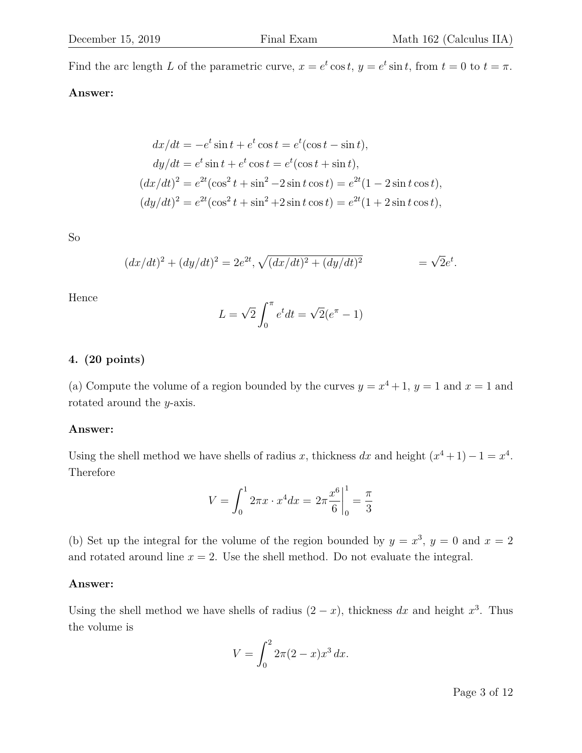Find the arc length $L$ of the parametric curve, $x = e^t \cos t$, $y = e^t \sin t$, from $t = 0$ to $t = \pi$.

**Answer:**

$$
\begin{aligned}
dx/dt &= -e^t \sin t + e^t \cos t = e^t(\cos t - \sin t),\\
dy/dt &= e^t \sin t + e^t \cos t = e^t(\cos t + \sin t),\\
(dx/dt)^2 &= e^{2t}(\cos^2 t + \sin^2 - 2\sin t \cos t) = e^{2t}(1 - 2\sin t \cos t),\\
(dy/dt)^2 &= e^{2t}(\cos^2 t + \sin^2 + 2\sin t \cos t) = e^{2t}(1 + 2\sin t \cos t),
\end{aligned}
$$

So

$$
(dx/dt)^2 + (dy/dt)^2 = 2e^{2t}, \sqrt{(dx/dt)^2 + (dy/dt)^2} \qquad = \sqrt{2}e^t.
$$

Hence

$$
L = \sqrt{2}\int_0^{\pi} e^t dt = \sqrt{2}(e^{\pi} - 1)
$$

**4. (20 points)**

(a) Compute the volume of a region bounded by the curves $y = x^4 + 1$, $y = 1$ and $x = 1$ and rotated around the $y$-axis.

**Answer:**

Using the shell method we have shells of radius $x$, thickness $dx$ and height $(x^4 + 1) - 1 = x^4$. Therefore

$$
V = \int_0^1 2\pi x \cdot x^4 dx = 2\pi \frac{x^6}{6}\bigg|_0^1 = \frac{\pi}{3}
$$

(b) Set up the integral for the volume of the region bounded by $y = x^3$, $y = 0$ and $x = 2$ and rotated around line $x = 2$. Use the shell method. Do not evaluate the integral.

**Answer:**

Using the shell method we have shells of radius $(2 - x)$, thickness $dx$ and height $x^3$. Thus the volume is

$$
V = \int_0^2 2\pi(2 - x)x^3\, dx.
$$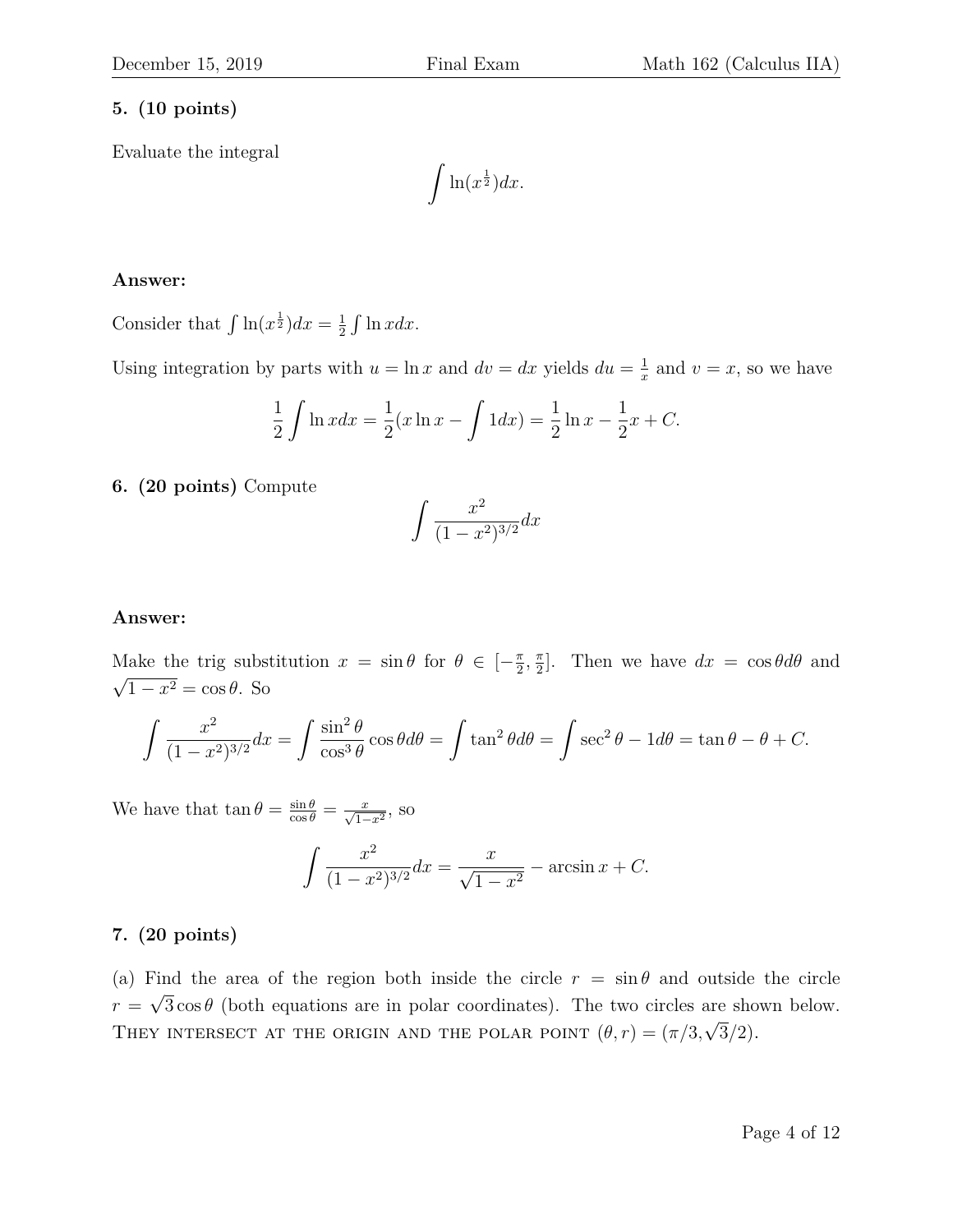**5. (10 points)**

Evaluate the integral

$$\int \ln(x^{\frac{1}{2}})dx.$$

**Answer:**

Consider that $\int \ln(x^{\frac{1}{2}})dx = \frac{1}{2}\int \ln x dx$.

Using integration by parts with $u = \ln x$ and $dv = dx$ yields $du = \frac{1}{x}$ and $v = x$, so we have

$$\frac{1}{2}\int \ln x dx = \frac{1}{2}(x\ln x - \int 1dx) = \frac{1}{2}\ln x - \frac{1}{2}x + C.$$

**6. (20 points)** Compute

$$\int \frac{x^2}{(1-x^2)^{3/2}}dx$$

**Answer:**

Make the trig substitution $x = \sin\theta$ for $\theta \in [-\frac{\pi}{2}, \frac{\pi}{2}]$. Then we have $dx = \cos\theta d\theta$ and $\sqrt{1-x^2} = \cos\theta$. So

$$\int \frac{x^2}{(1-x^2)^{3/2}}dx = \int \frac{\sin^2\theta}{\cos^3\theta}\cos\theta d\theta = \int \tan^2\theta d\theta = \int \sec^2\theta - 1d\theta = \tan\theta - \theta + C.$$

We have that $\tan\theta = \frac{\sin\theta}{\cos\theta} = \frac{x}{\sqrt{1-x^2}}$, so

$$\int \frac{x^2}{(1-x^2)^{3/2}}dx = \frac{x}{\sqrt{1-x^2}} - \arcsin x + C.$$

**7. (20 points)**

(a) Find the area of the region both inside the circle $r = \sin\theta$ and outside the circle $r = \sqrt{3}\cos\theta$ (both equations are in polar coordinates). The two circles are shown below. THEY INTERSECT AT THE ORIGIN AND THE POLAR POINT $(\theta, r) = (\pi/3, \sqrt{3}/2)$.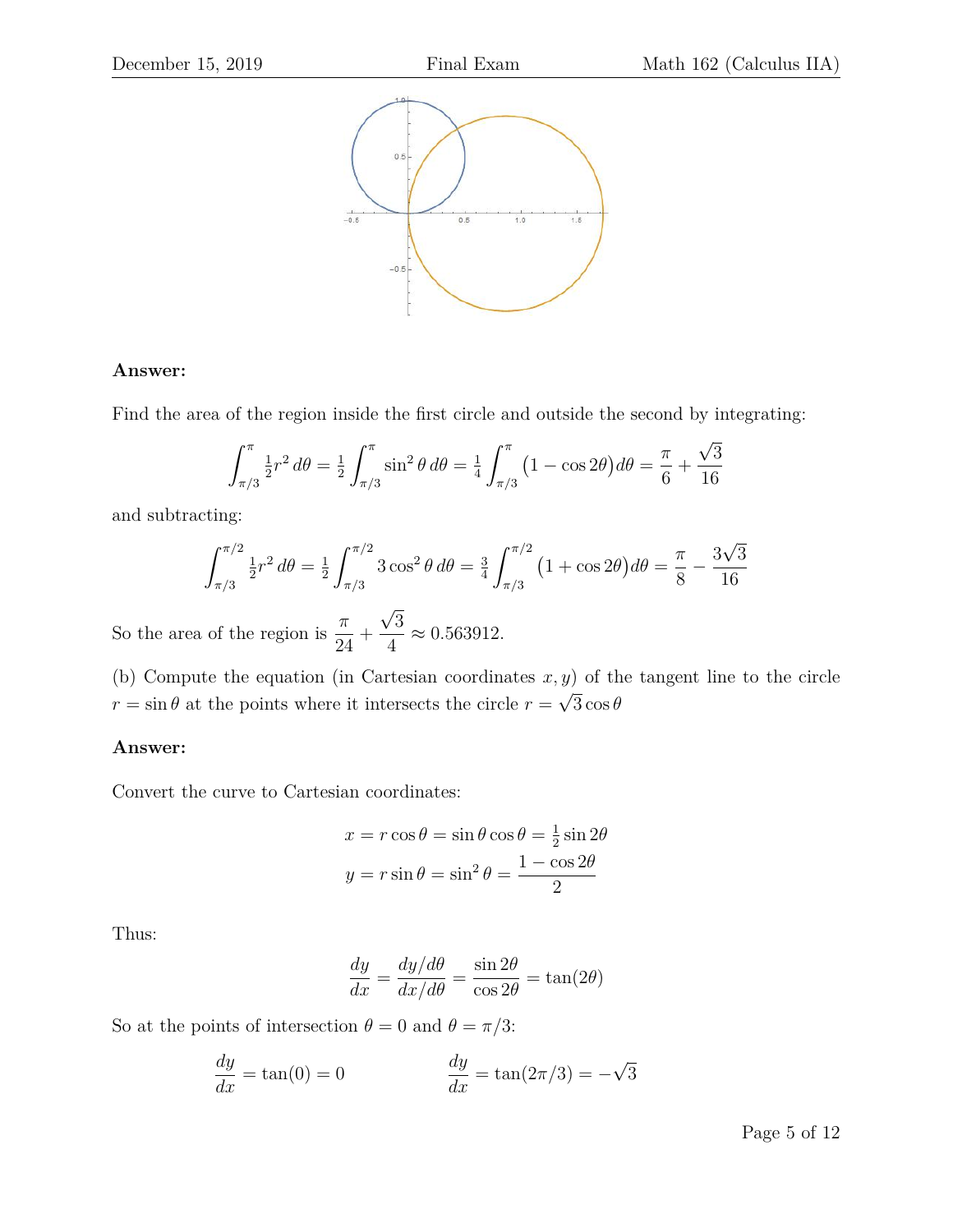**Answer:**

Find the area of the region inside the first circle and outside the second by integrating:

$$\int_{\pi/3}^{\pi} \tfrac{1}{2}r^2\,d\theta = \tfrac{1}{2}\int_{\pi/3}^{\pi} \sin^2\theta\,d\theta = \tfrac{1}{4}\int_{\pi/3}^{\pi}\big(1-\cos 2\theta\big)d\theta = \frac{\pi}{6}+\frac{\sqrt{3}}{16}$$

and subtracting:

$$\int_{\pi/3}^{\pi/2} \tfrac{1}{2}r^2\,d\theta = \tfrac{1}{2}\int_{\pi/3}^{\pi/2} 3\cos^2\theta\,d\theta = \tfrac{3}{4}\int_{\pi/3}^{\pi/2}\big(1+\cos 2\theta\big)d\theta = \frac{\pi}{8}-\frac{3\sqrt{3}}{16}$$

So the area of the region is $\dfrac{\pi}{24}+\dfrac{\sqrt{3}}{4}\approx 0.563912$.

(b) Compute the equation (in Cartesian coordinates $x, y$) of the tangent line to the circle $r = \sin\theta$ at the points where it intersects the circle $r = \sqrt{3}\cos\theta$

**Answer:**

Convert the curve to Cartesian coordinates:

$$x = r\cos\theta = \sin\theta\cos\theta = \tfrac{1}{2}\sin 2\theta$$
$$y = r\sin\theta = \sin^2\theta = \frac{1-\cos 2\theta}{2}$$

Thus:

$$\frac{dy}{dx} = \frac{dy/d\theta}{dx/d\theta} = \frac{\sin 2\theta}{\cos 2\theta} = \tan(2\theta)$$

So at the points of intersection $\theta = 0$ and $\theta = \pi/3$:

$$\frac{dy}{dx} = \tan(0) = 0 \qquad\qquad \frac{dy}{dx} = \tan(2\pi/3) = -\sqrt{3}$$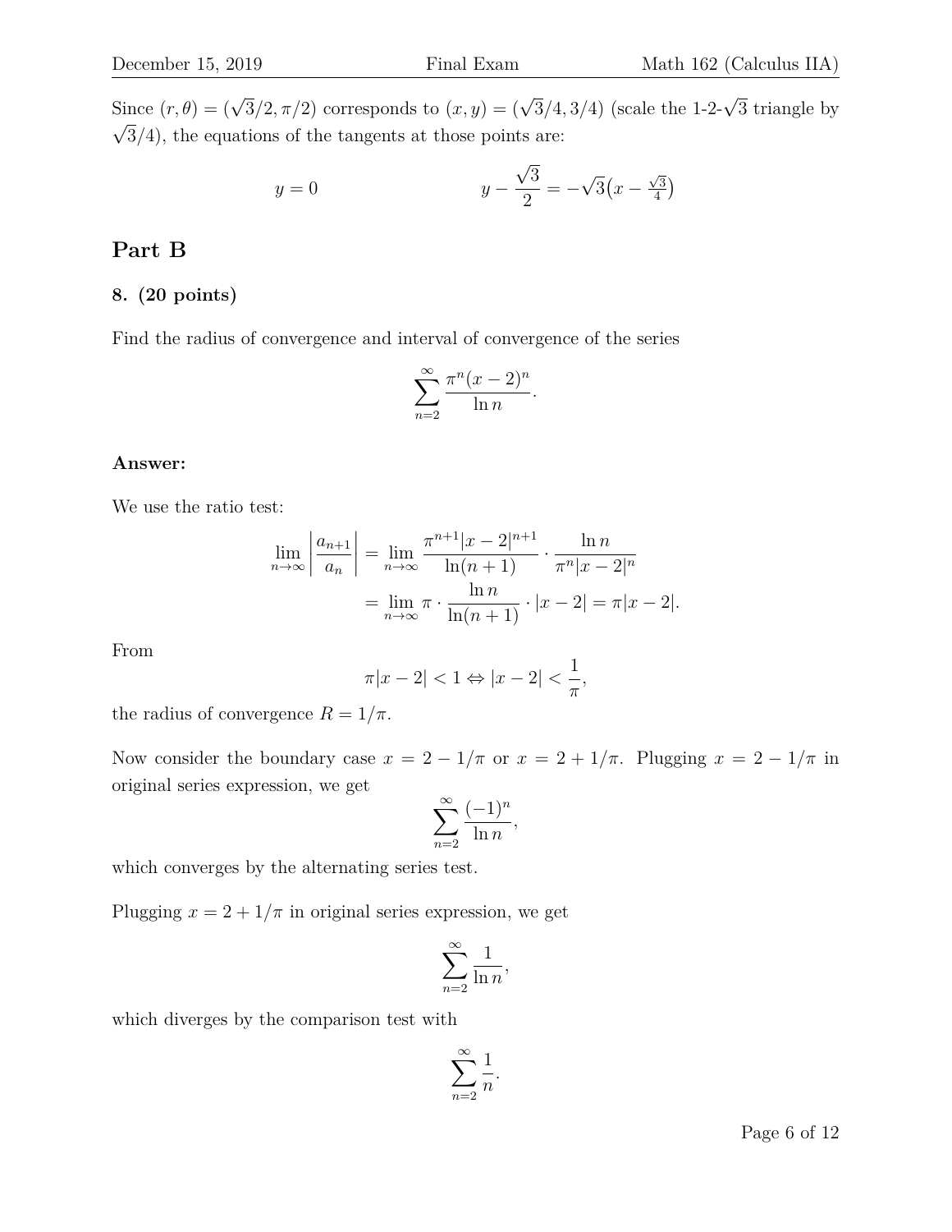Since $(r, \theta) = (\sqrt{3}/2, \pi/2)$ corresponds to $(x, y) = (\sqrt{3}/4, 3/4)$ (scale the 1-2-$\sqrt{3}$ triangle by $\sqrt{3}/4$), the equations of the tangents at those points are:

$$y = 0 \qquad\qquad y - \frac{\sqrt{3}}{2} = -\sqrt{3}\big(x - \tfrac{\sqrt{3}}{4}\big)$$

## Part B

### 8. (20 points)

Find the radius of convergence and interval of convergence of the series

$$\sum_{n=2}^{\infty} \frac{\pi^n (x-2)^n}{\ln n}.$$

**Answer:**

We use the ratio test:

$$\lim_{n\to\infty} \left|\frac{a_{n+1}}{a_n}\right| = \lim_{n\to\infty} \frac{\pi^{n+1}|x-2|^{n+1}}{\ln(n+1)} \cdot \frac{\ln n}{\pi^n |x-2|^n}$$

$$= \lim_{n\to\infty} \pi \cdot \frac{\ln n}{\ln(n+1)} \cdot |x-2| = \pi|x-2|.$$

From

$$\pi|x-2| < 1 \Leftrightarrow |x-2| < \frac{1}{\pi},$$

the radius of convergence $R = 1/\pi$.

Now consider the boundary case $x = 2 - 1/\pi$ or $x = 2 + 1/\pi$. Plugging $x = 2 - 1/\pi$ in original series expression, we get

$$\sum_{n=2}^{\infty} \frac{(-1)^n}{\ln n},$$

which converges by the alternating series test.

Plugging $x = 2 + 1/\pi$ in original series expression, we get

$$\sum_{n=2}^{\infty} \frac{1}{\ln n},$$

which diverges by the comparison test with

$$\sum_{n=2}^{\infty} \frac{1}{n}.$$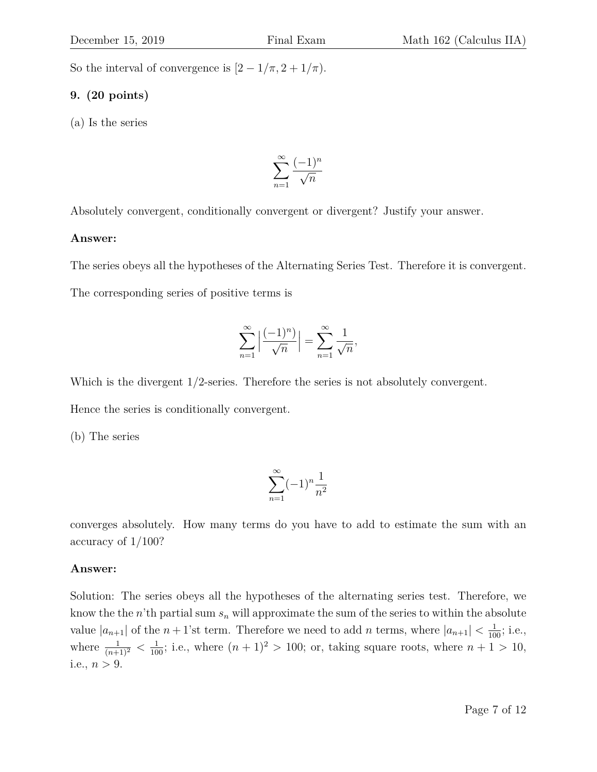So the interval of convergence is $[2 - 1/\pi, 2 + 1/\pi)$.

**9. (20 points)**

(a) Is the series

$$\sum_{n=1}^{\infty} \frac{(-1)^n}{\sqrt{n}}$$

Absolutely convergent, conditionally convergent or divergent? Justify your answer.

**Answer:**

The series obeys all the hypotheses of the Alternating Series Test. Therefore it is convergent.

The corresponding series of positive terms is

$$\sum_{n=1}^{\infty} \Big| \frac{(-1)^n)}{\sqrt{n}} \Big| = \sum_{n=1}^{\infty} \frac{1}{\sqrt{n}},$$

Which is the divergent 1/2-series. Therefore the series is not absolutely convergent.

Hence the series is conditionally convergent.

(b) The series

$$\sum_{n=1}^{\infty} (-1)^n \frac{1}{n^2}$$

converges absolutely. How many terms do you have to add to estimate the sum with an accuracy of 1/100?

**Answer:**

Solution: The series obeys all the hypotheses of the alternating series test. Therefore, we know the the $n$'th partial sum $s_n$ will approximate the sum of the series to within the absolute value $|a_{n+1}|$ of the $n+1$'st term. Therefore we need to add $n$ terms, where $|a_{n+1}| < \frac{1}{100}$; i.e., where $\frac{1}{(n+1)^2} < \frac{1}{100}$; i.e., where $(n+1)^2 > 100$; or, taking square roots, where $n+1 > 10$, i.e., $n > 9$.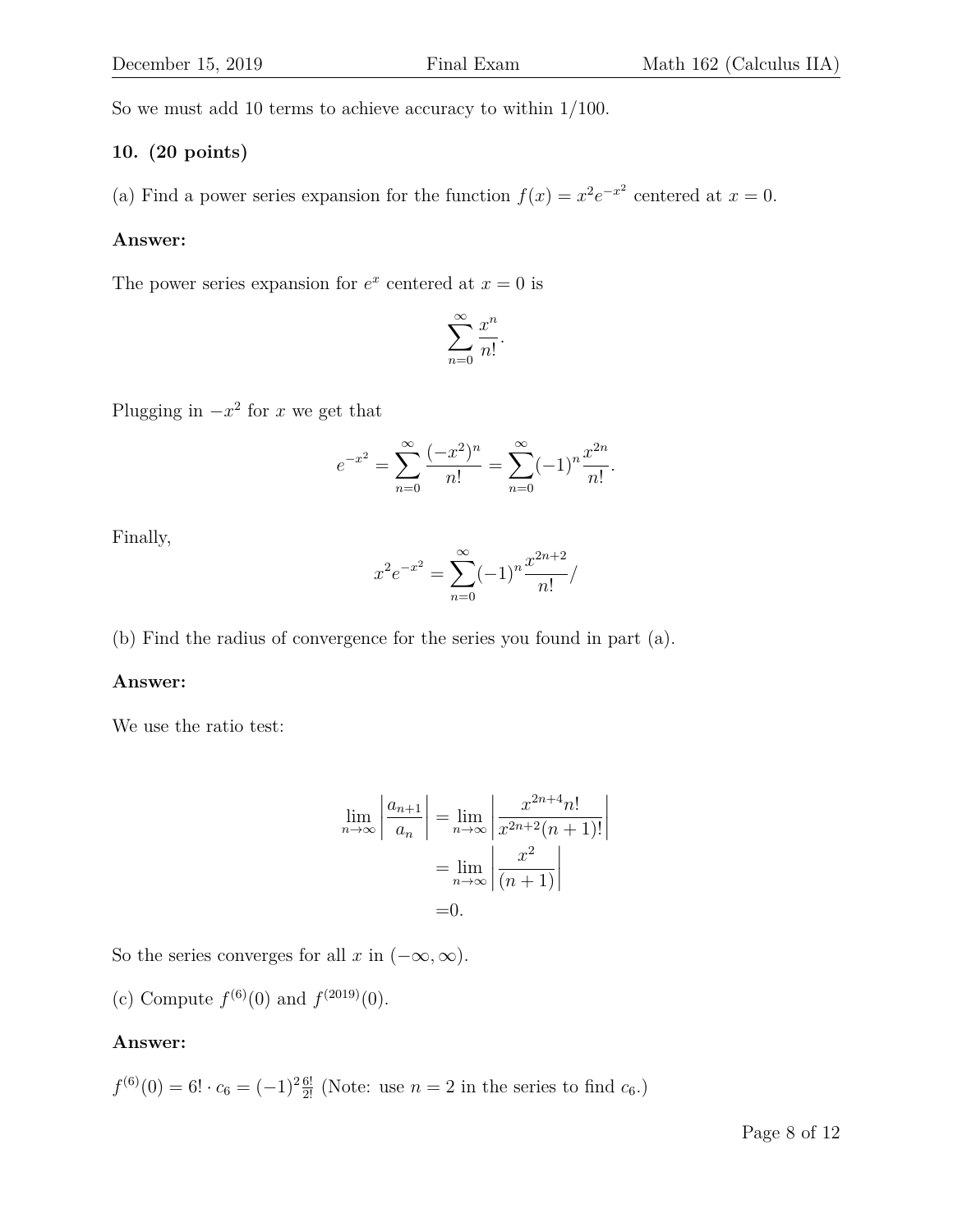So we must add 10 terms to achieve accuracy to within 1/100.

**10. (20 points)**

(a) Find a power series expansion for the function $f(x) = x^2 e^{-x^2}$ centered at $x = 0$.

**Answer:**

The power series expansion for $e^x$ centered at $x = 0$ is

$$\sum_{n=0}^{\infty} \frac{x^n}{n!}.$$

Plugging in $-x^2$ for $x$ we get that

$$e^{-x^2} = \sum_{n=0}^{\infty} \frac{(-x^2)^n}{n!} = \sum_{n=0}^{\infty} (-1)^n \frac{x^{2n}}{n!}.$$

Finally,

$$x^2 e^{-x^2} = \sum_{n=0}^{\infty} (-1)^n \frac{x^{2n+2}}{n!} /$$

(b) Find the radius of convergence for the series you found in part (a).

**Answer:**

We use the ratio test:

$$\begin{aligned}
\lim_{n\to\infty} \left| \frac{a_{n+1}}{a_n} \right| &= \lim_{n\to\infty} \left| \frac{x^{2n+4} n!}{x^{2n+2}(n+1)!} \right| \\
&= \lim_{n\to\infty} \left| \frac{x^2}{(n+1)} \right| \\
&= 0.
\end{aligned}$$

So the series converges for all $x$ in $(-\infty, \infty)$.

(c) Compute $f^{(6)}(0)$ and $f^{(2019)}(0)$.

**Answer:**

$f^{(6)}(0) = 6! \cdot c_6 = (-1)^2 \frac{6!}{2!}$ (Note: use $n = 2$ in the series to find $c_6$.)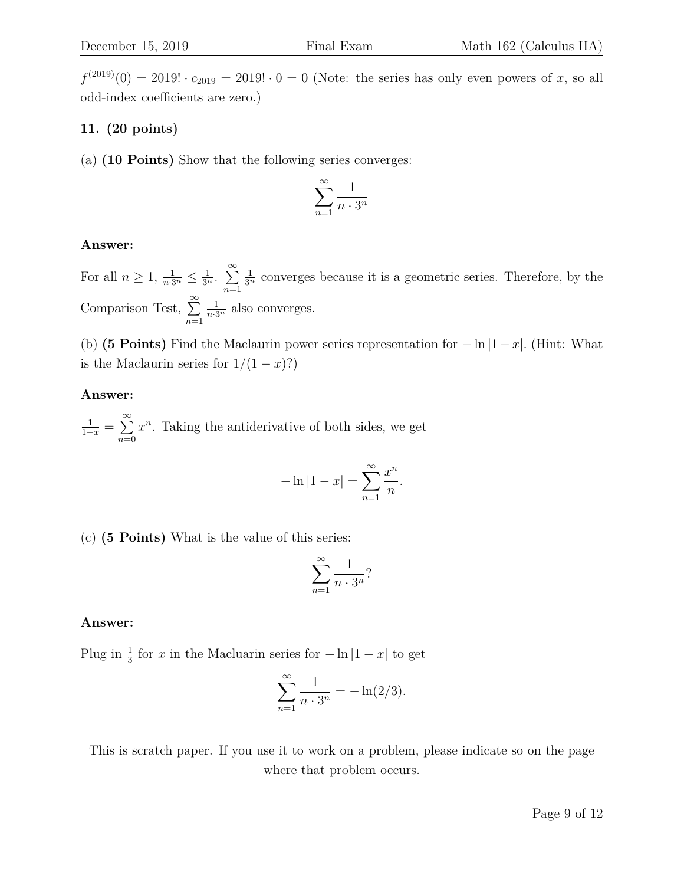$f^{(2019)}(0) = 2019! \cdot c_{2019} = 2019! \cdot 0 = 0$ (Note: the series has only even powers of $x$, so all odd-index coefficients are zero.)

**11. (20 points)**

(a) **(10 Points)** Show that the following series converges:

$$\sum_{n=1}^{\infty} \frac{1}{n \cdot 3^n}$$

**Answer:**

For all $n \geq 1$, $\frac{1}{n \cdot 3^n} \leq \frac{1}{3^n}$. $\sum_{n=1}^{\infty} \frac{1}{3^n}$ converges because it is a geometric series. Therefore, by the Comparison Test, $\sum_{n=1}^{\infty} \frac{1}{n \cdot 3^n}$ also converges.

(b) **(5 Points)** Find the Maclaurin power series representation for $-\ln|1-x|$. (Hint: What is the Maclaurin series for $1/(1-x)$?)

**Answer:**

$\frac{1}{1-x} = \sum_{n=0}^{\infty} x^n$. Taking the antiderivative of both sides, we get

$$-\ln|1-x| = \sum_{n=1}^{\infty} \frac{x^n}{n}.$$

(c) **(5 Points)** What is the value of this series:

$$\sum_{n=1}^{\infty} \frac{1}{n \cdot 3^n}?$$

**Answer:**

Plug in $\frac{1}{3}$ for $x$ in the Macluarin series for $-\ln|1-x|$ to get

$$\sum_{n=1}^{\infty} \frac{1}{n \cdot 3^n} = -\ln(2/3).$$

This is scratch paper. If you use it to work on a problem, please indicate so on the page where that problem occurs.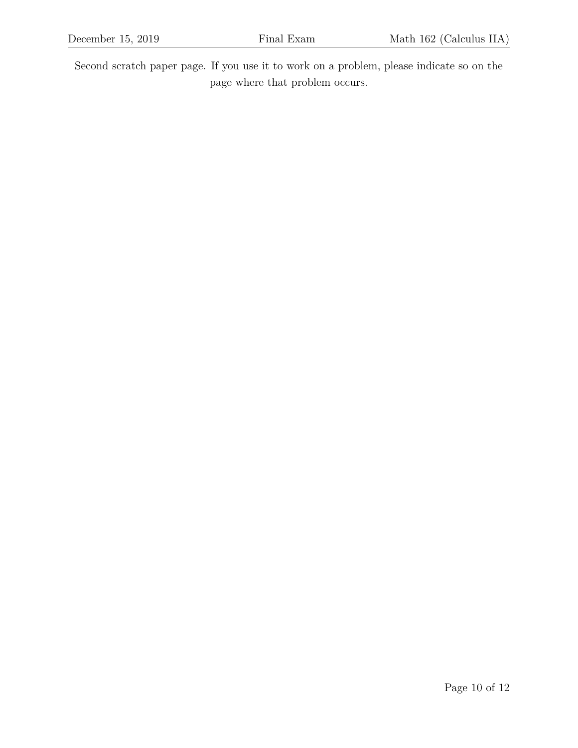Second scratch paper page. If you use it to work on a problem, please indicate so on the page where that problem occurs.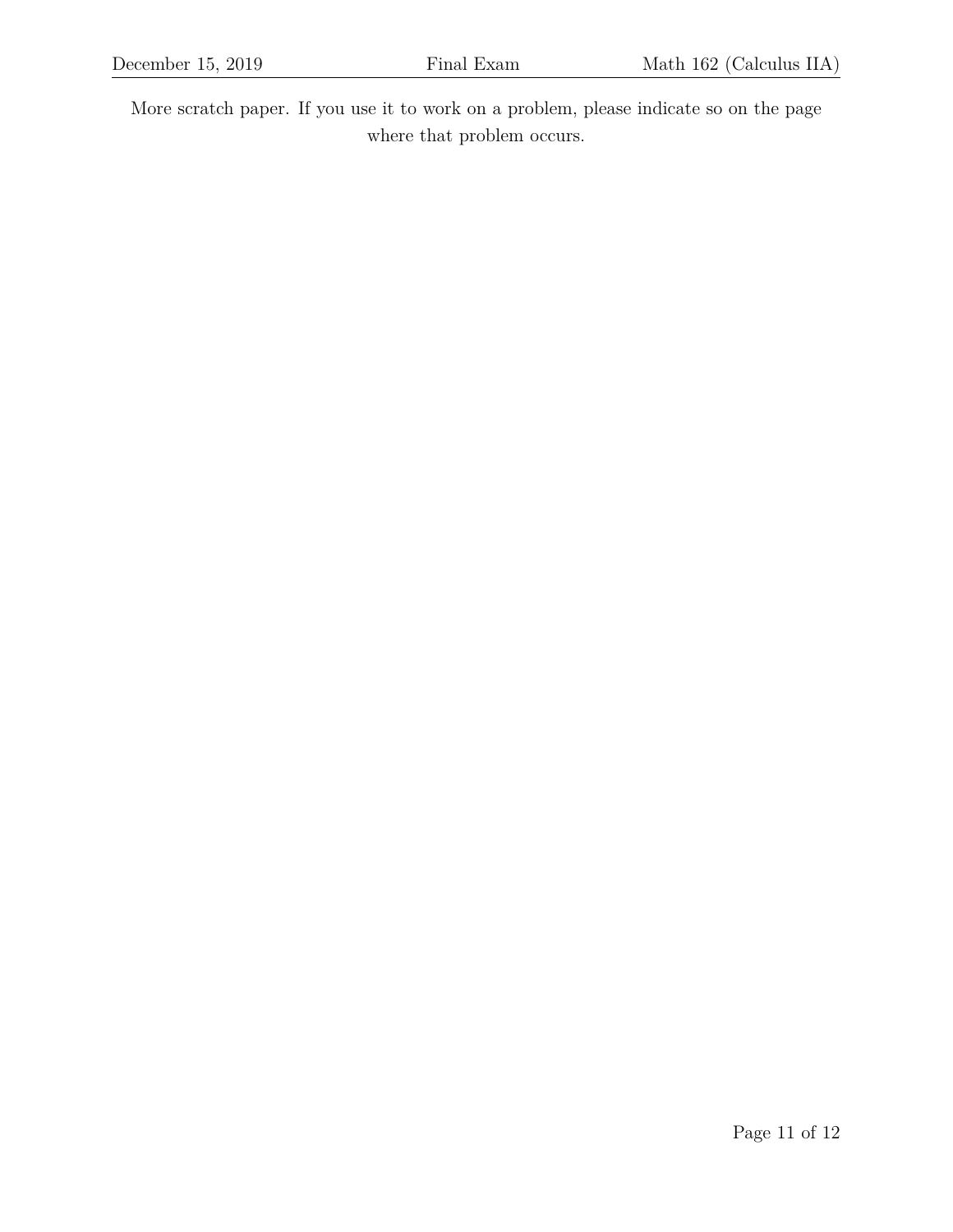More scratch paper. If you use it to work on a problem, please indicate so on the page where that problem occurs.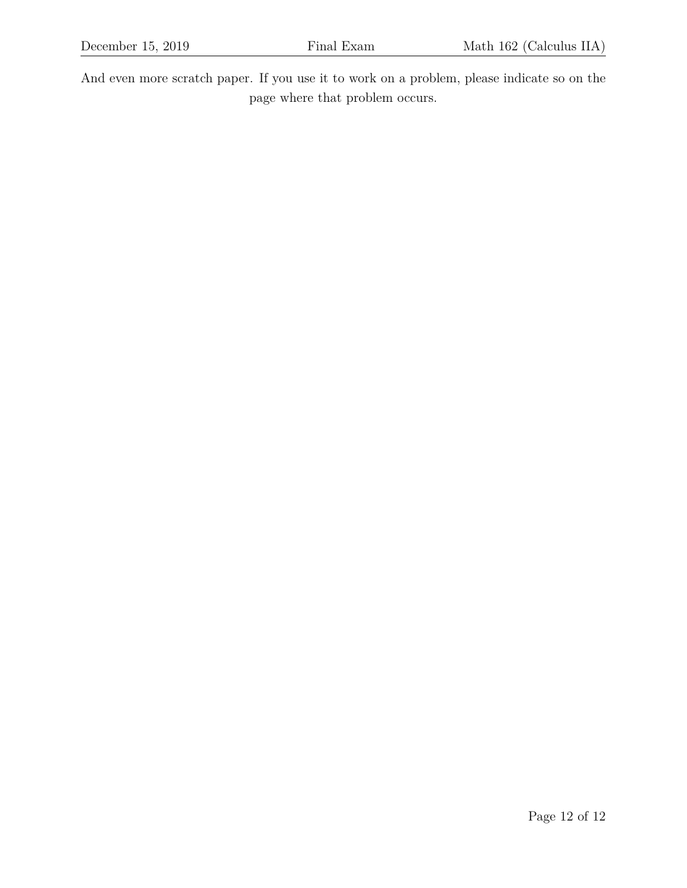And even more scratch paper. If you use it to work on a problem, please indicate so on the page where that problem occurs.